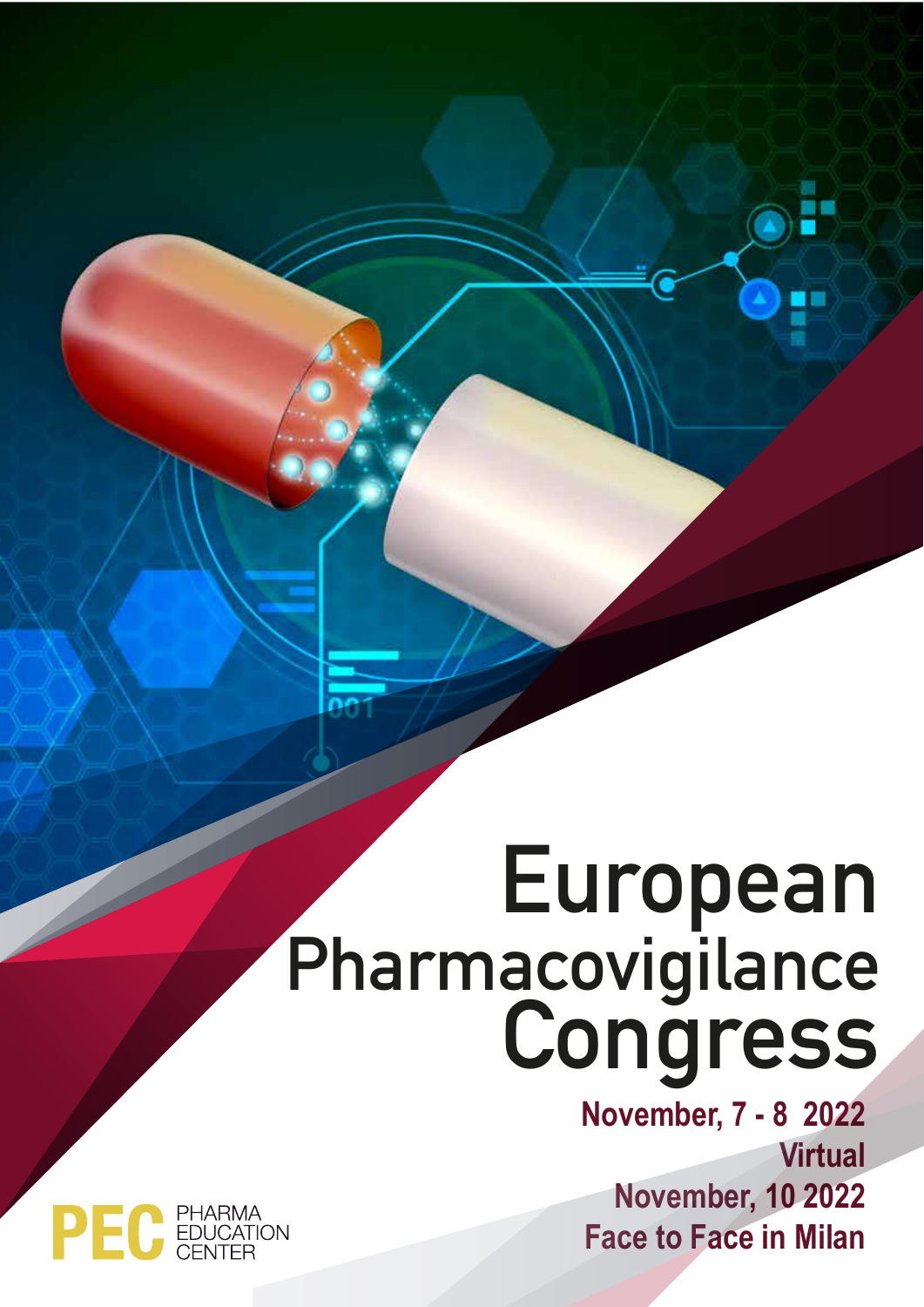# European Pharmacovigilance Congress

**November, 7 - 8 2022**
**Virtual**
**November, 10 2022**
**Face to Face in Milan**

PEC PHARMA EDUCATION CENTER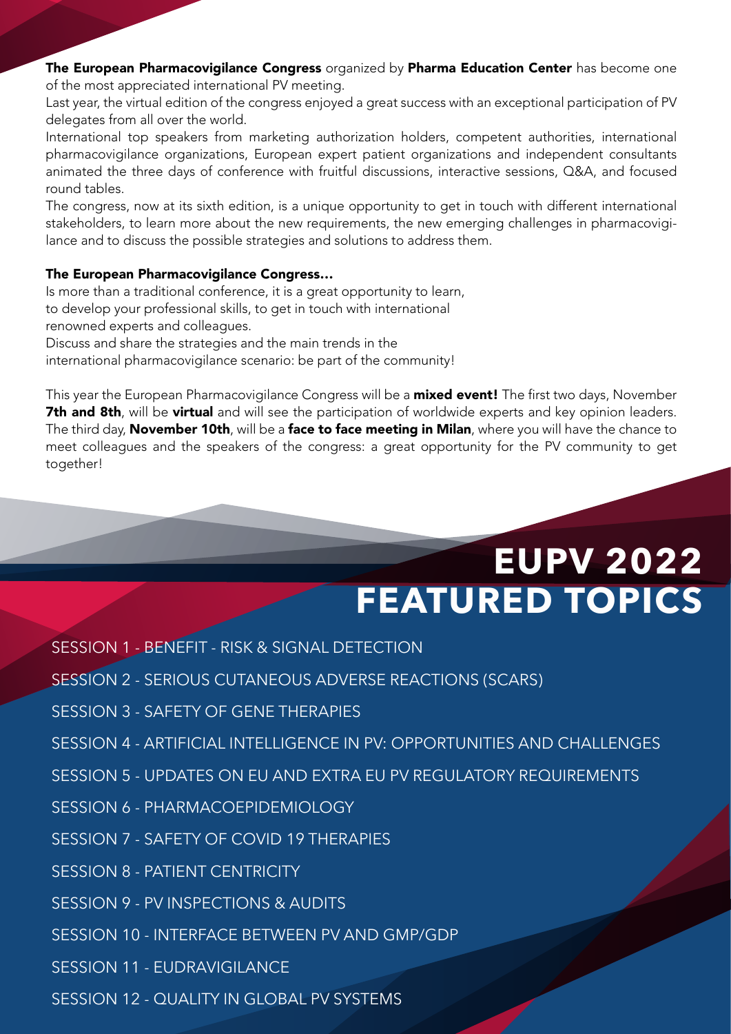**The European Pharmacovigilance Congress** organized by **Pharma Education Center** has become one of the most appreciated international PV meeting.

Last year, the virtual edition of the congress enjoyed a great success with an exceptional participation of PV delegates from all over the world.

International top speakers from marketing authorization holders, competent authorities, international pharmacovigilance organizations, European expert patient organizations and independent consultants animated the three days of conference with fruitful discussions, interactive sessions, Q&A, and focused round tables.

The congress, now at its sixth edition, is a unique opportunity to get in touch with different international stakeholders, to learn more about the new requirements, the new emerging challenges in pharmacovigilance and to discuss the possible strategies and solutions to address them.

**The European Pharmacovigilance Congress…**

Is more than a traditional conference, it is a great opportunity to learn, to develop your professional skills, to get in touch with international renowned experts and colleagues.

Discuss and share the strategies and the main trends in the international pharmacovigilance scenario: be part of the community!

This year the European Pharmacovigilance Congress will be a **mixed event!** The first two days, November **7th and 8th**, will be **virtual** and will see the participation of worldwide experts and key opinion leaders. The third day, **November 10th**, will be a **face to face meeting in Milan**, where you will have the chance to meet colleagues and the speakers of the congress: a great opportunity for the PV community to get together!

# EUPV 2022 FEATURED TOPICS

- SESSION 1 - BENEFIT - RISK & SIGNAL DETECTION
- SESSION 2 - SERIOUS CUTANEOUS ADVERSE REACTIONS (SCARS)
- SESSION 3 - SAFETY OF GENE THERAPIES
- SESSION 4 - ARTIFICIAL INTELLIGENCE IN PV: OPPORTUNITIES AND CHALLENGES
- SESSION 5 - UPDATES ON EU AND EXTRA EU PV REGULATORY REQUIREMENTS
- SESSION 6 - PHARMACOEPIDEMIOLOGY
- SESSION 7 - SAFETY OF COVID 19 THERAPIES
- SESSION 8 - PATIENT CENTRICITY
- SESSION 9 - PV INSPECTIONS & AUDITS
- SESSION 10 - INTERFACE BETWEEN PV AND GMP/GDP
- SESSION 11 - EUDRAVIGILANCE
- SESSION 12 - QUALITY IN GLOBAL PV SYSTEMS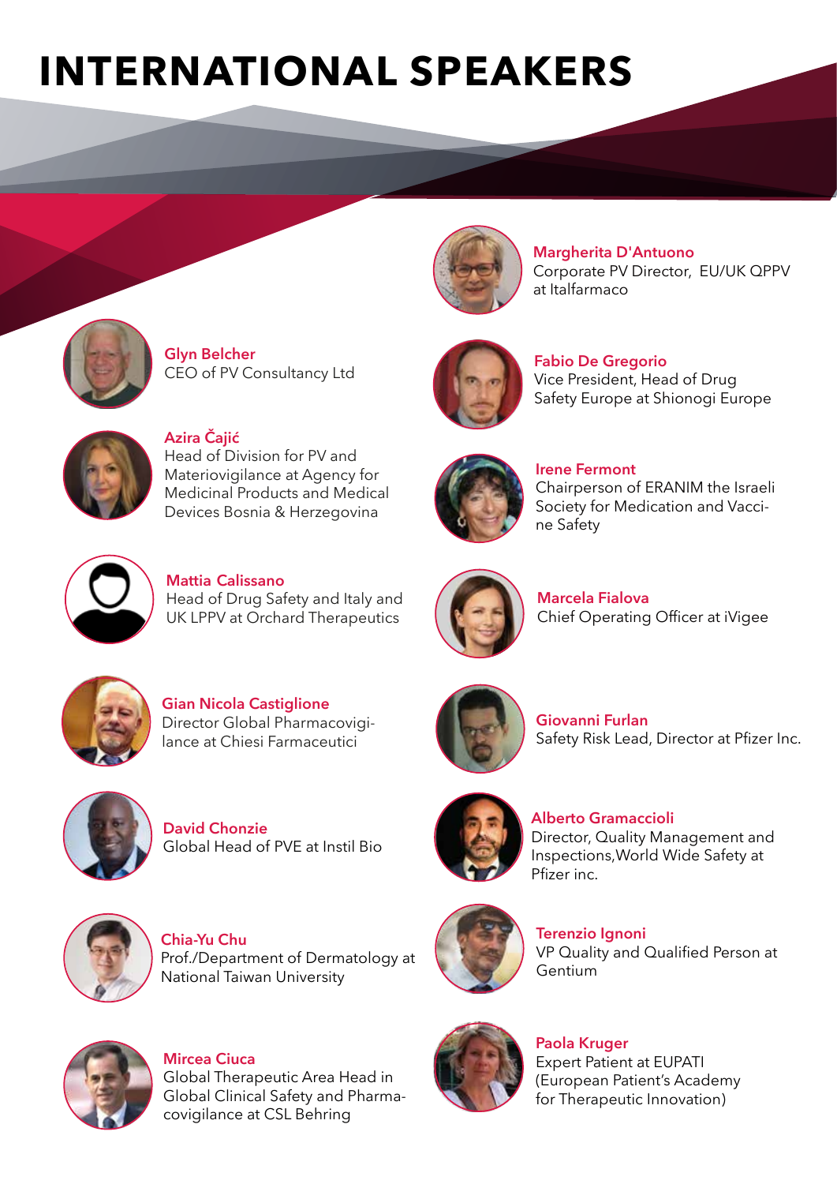# INTERNATIONAL SPEAKERS

**Glyn Belcher**
CEO of PV Consultancy Ltd

**Azira Čajić**
Head of Division for PV and Materiovigilance at Agency for Medicinal Products and Medical Devices Bosnia & Herzegovina

**Mattia Calissano**
Head of Drug Safety and Italy and UK LPPV at Orchard Therapeutics

**Gian Nicola Castiglione**
Director Global Pharmacovigilance at Chiesi Farmaceutici

**David Chonzie**
Global Head of PVE at Instil Bio

**Chia-Yu Chu**
Prof./Department of Dermatology at National Taiwan University

**Mircea Ciuca**
Global Therapeutic Area Head in Global Clinical Safety and Pharmacovigilance at CSL Behring

**Margherita D'Antuono**
Corporate PV Director, EU/UK QPPV at Italfarmaco

**Fabio De Gregorio**
Vice President, Head of Drug Safety Europe at Shionogi Europe

**Irene Fermont**
Chairperson of ERANIM the Israeli Society for Medication and Vaccine Safety

**Marcela Fialova**
Chief Operating Officer at iVigee

**Giovanni Furlan**
Safety Risk Lead, Director at Pfizer Inc.

**Alberto Gramaccioli**
Director, Quality Management and Inspections,World Wide Safety at Pfizer inc.

**Terenzio Ignoni**
VP Quality and Qualified Person at Gentium

**Paola Kruger**
Expert Patient at EUPATI (European Patient's Academy for Therapeutic Innovation)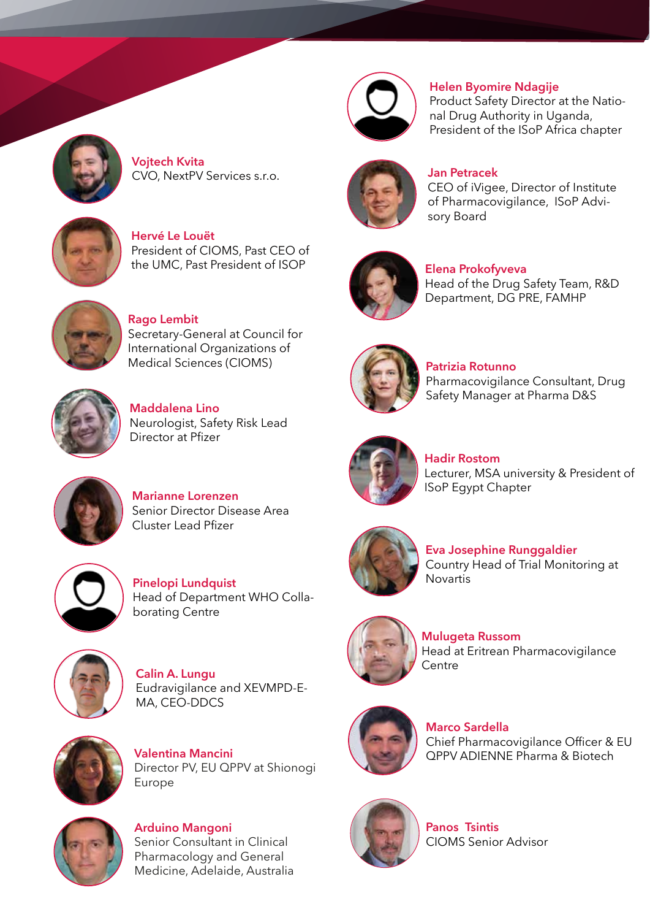**Vojtech Kvita**
CVO, NextPV Services s.r.o.

**Hervé Le Louët**
President of CIOMS, Past CEO of the UMC, Past President of ISOP

**Rago Lembit**
Secretary-General at Council for International Organizations of Medical Sciences (CIOMS)

**Maddalena Lino**
Neurologist, Safety Risk Lead Director at Pfizer

**Marianne Lorenzen**
Senior Director Disease Area Cluster Lead Pfizer

**Pinelopi Lundquist**
Head of Department WHO Collaborating Centre

**Calin A. Lungu**
Eudravigilance and XEVMPD-EMA, CEO-DDCS

**Valentina Mancini**
Director PV, EU QPPV at Shionogi Europe

**Arduino Mangoni**
Senior Consultant in Clinical Pharmacology and General Medicine, Adelaide, Australia

**Helen Byomire Ndagije**
Product Safety Director at the National Drug Authority in Uganda, President of the ISoP Africa chapter

**Jan Petracek**
CEO of iVigee, Director of Institute of Pharmacovigilance, ISoP Advisory Board

**Elena Prokofyveva**
Head of the Drug Safety Team, R&D Department, DG PRE, FAMHP

**Patrizia Rotunno**
Pharmacovigilance Consultant, Drug Safety Manager at Pharma D&S

**Hadir Rostom**
Lecturer, MSA university & President of ISoP Egypt Chapter

**Eva Josephine Runggaldier**
Country Head of Trial Monitoring at Novartis

**Mulugeta Russom**
Head at Eritrean Pharmacovigilance Centre

**Marco Sardella**
Chief Pharmacovigilance Officer & EU QPPV ADIENNE Pharma & Biotech

**Panos Tsintis**
CIOMS Senior Advisor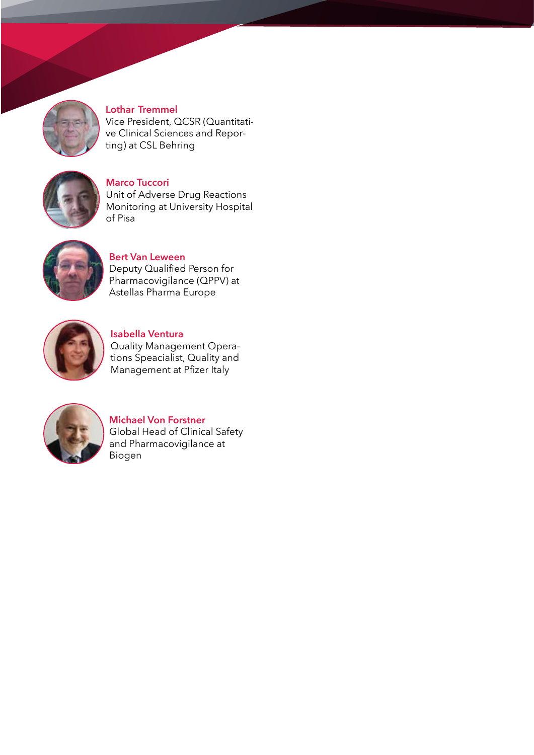**Lothar Tremmel**
Vice President, QCSR (Quantitative Clinical Sciences and Reporting) at CSL Behring

**Marco Tuccori**
Unit of Adverse Drug Reactions Monitoring at University Hospital of Pisa

**Bert Van Leween**
Deputy Qualified Person for Pharmacovigilance (QPPV) at Astellas Pharma Europe

**Isabella Ventura**
Quality Management Operations Speacialist, Quality and Management at Pfizer Italy

**Michael Von Forstner**
Global Head of Clinical Safety and Pharmacovigilance at Biogen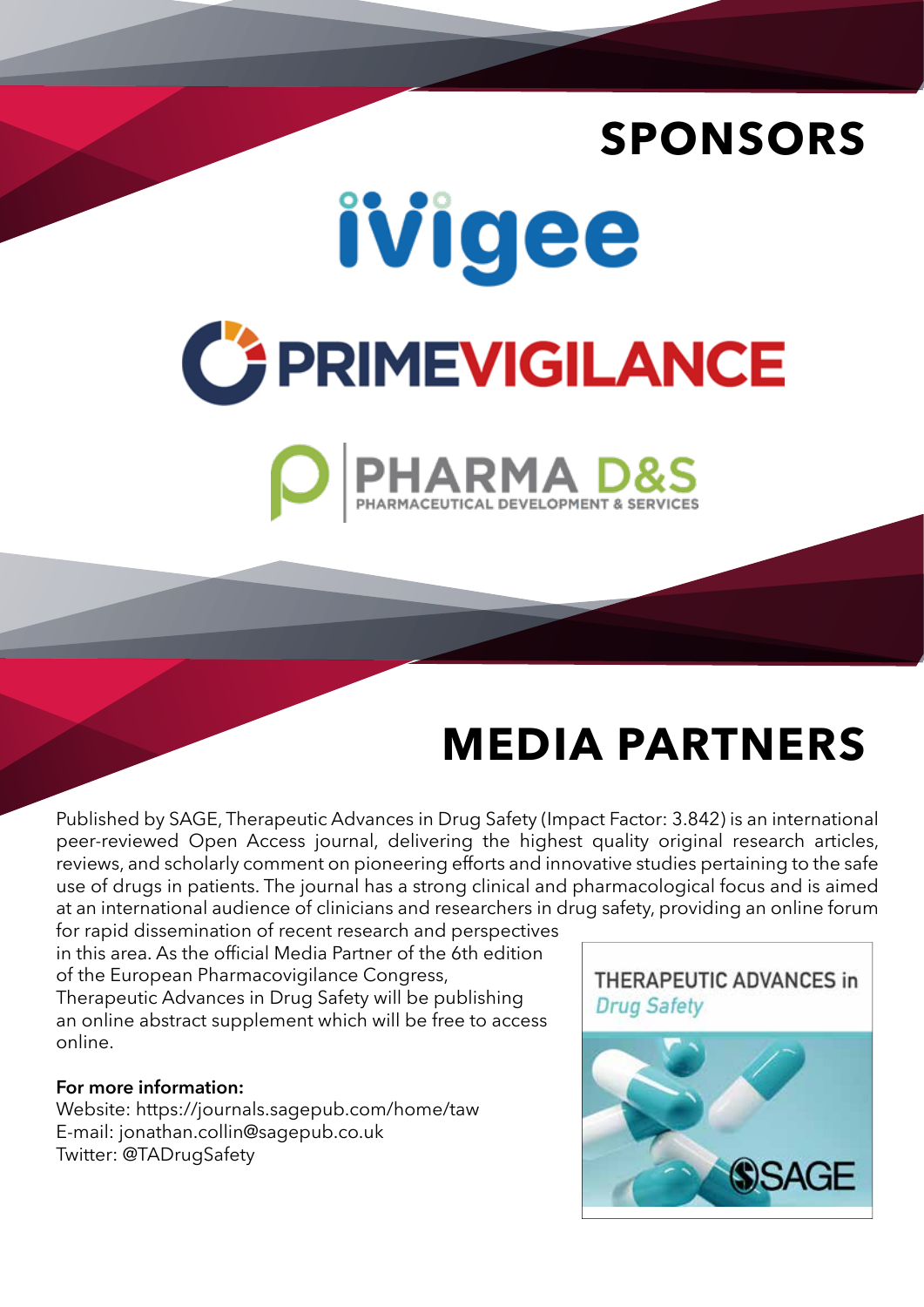# SPONSORS

ivigee

PRIMEVIGILANCE

PHARMA D&S
PHARMACEUTICAL DEVELOPMENT & SERVICES

# MEDIA PARTNERS

Published by SAGE, Therapeutic Advances in Drug Safety (Impact Factor: 3.842) is an international peer-reviewed Open Access journal, delivering the highest quality original research articles, reviews, and scholarly comment on pioneering efforts and innovative studies pertaining to the safe use of drugs in patients. The journal has a strong clinical and pharmacological focus and is aimed at an international audience of clinicians and researchers in drug safety, providing an online forum for rapid dissemination of recent research and perspectives in this area. As the official Media Partner of the 6th edition of the European Pharmacovigilance Congress, Therapeutic Advances in Drug Safety will be publishing an online abstract supplement which will be free to access online.

**For more information:**
Website: https://journals.sagepub.com/home/taw
E-mail: jonathan.collin@sagepub.co.uk
Twitter: @TADrugSafety

THERAPEUTIC ADVANCES in *Drug Safety*

SAGE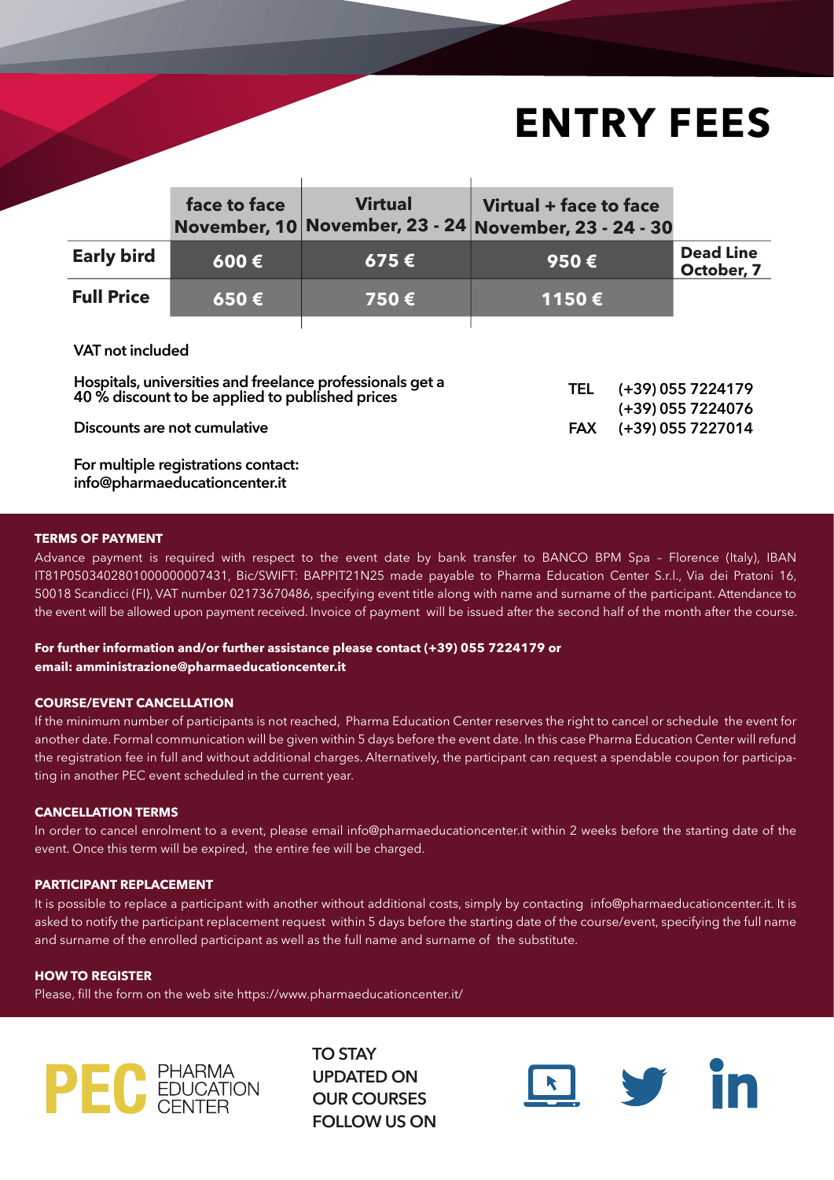# ENTRY FEES

| | face to face November, 10 | Virtual November, 23 - 24 | Virtual + face to face November, 23 - 24 - 30 | |
|---|---|---|---|---|
| **Early bird** | 600 € | 675 € | 950 € | **Dead Line October, 7** |
| **Full Price** | 650 € | 750 € | 1150 € | |

VAT not included

**Hospitals, universities and freelance professionals get a 40 % discount to be applied to published prices**

**Discounts are not cumulative**

**For multiple registrations contact:**
**info@pharmaeducationcenter.it**

**TEL** (+39) 055 7224179
(+39) 055 7224076
**FAX** (+39) 055 7227014

**TERMS OF PAYMENT**

Advance payment is required with respect to the event date by bank transfer to BANCO BPM Spa – Florence (Italy), IBAN IT81P0503402801000000007431, Bic/SWIFT: BAPPIT21N25 made payable to Pharma Education Center S.r.l., Via dei Pratoni 16, 50018 Scandicci (FI), VAT number 02173670486, specifying event title along with name and surname of the participant. Attendance to the event will be allowed upon payment received. Invoice of payment will be issued after the second half of the month after the course.

**For further information and/or further assistance please contact (+39) 055 7224179 or email: amministrazione@pharmaeducationcenter.it**

**COURSE/EVENT CANCELLATION**

If the minimum number of participants is not reached, Pharma Education Center reserves the right to cancel or schedule the event for another date. Formal communication will be given within 5 days before the event date. In this case Pharma Education Center will refund the registration fee in full and without additional charges. Alternatively, the participant can request a spendable coupon for participating in another PEC event scheduled in the current year.

**CANCELLATION TERMS**

In order to cancel enrolment to a event, please email info@pharmaeducationcenter.it within 2 weeks before the starting date of the event. Once this term will be expired, the entire fee will be charged.

**PARTICIPANT REPLACEMENT**

It is possible to replace a participant with another without additional costs, simply by contacting info@pharmaeducationcenter.it. It is asked to notify the participant replacement request within 5 days before the starting date of the course/event, specifying the full name and surname of the enrolled participant as well as the full name and surname of the substitute.

**HOW TO REGISTER**

Please, fill the form on the web site https://www.pharmaeducationcenter.it/

PEC PHARMA EDUCATION CENTER

**TO STAY UPDATED ON OUR COURSES FOLLOW US ON**